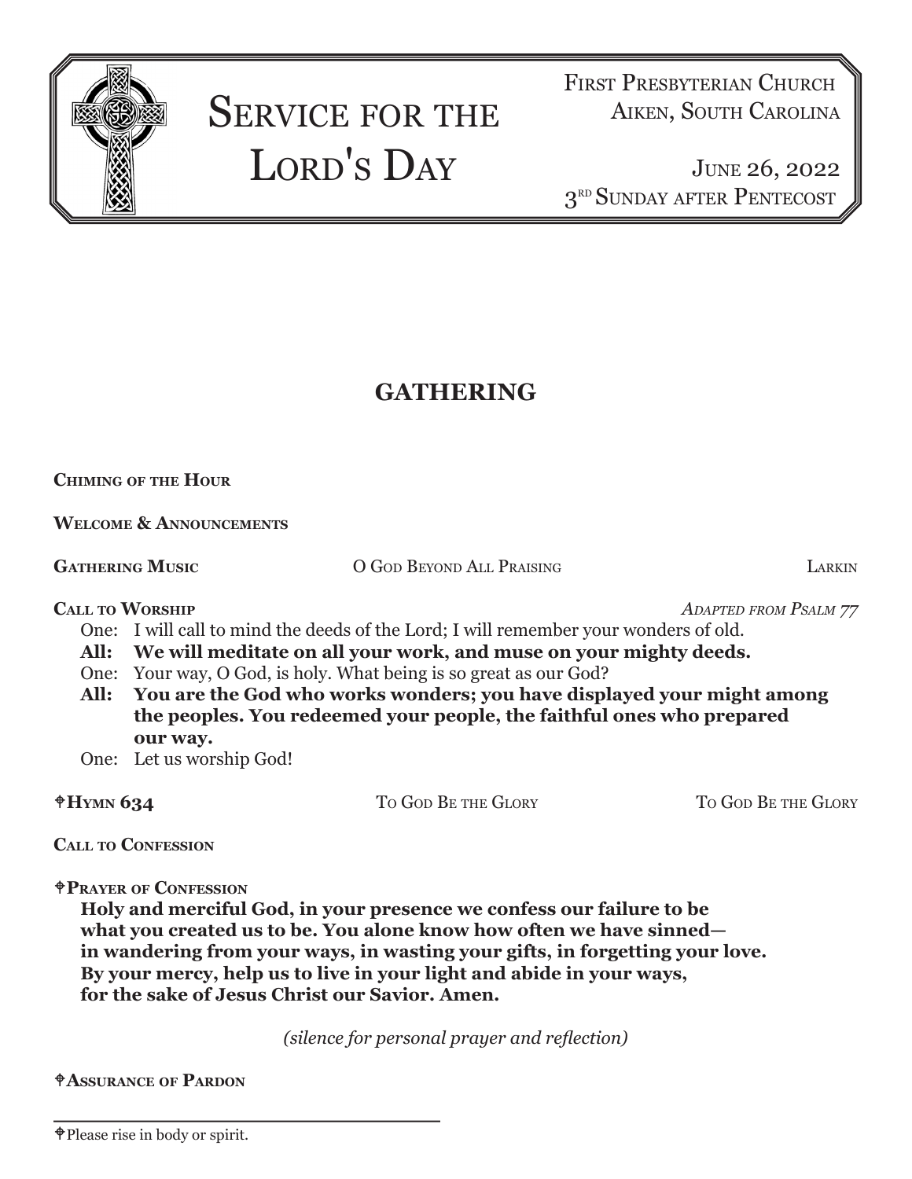# Service for the Lord's Day

First Presbyterian Church
Aiken, South Carolina

June 26, 2022
3rd Sunday after Pentecost

## GATHERING

**Chiming of the Hour**

**Welcome & Announcements**

**Gathering Music** O God Beyond All Praising Larkin

**Call to Worship** *Adapted from Psalm 77*

One: I will call to mind the deeds of the Lord; I will remember your wonders of old.
**All: We will meditate on all your work, and muse on your mighty deeds.**
One: Your way, O God, is holy. What being is so great as our God?
**All: You are the God who works wonders; you have displayed your might among the peoples. You redeemed your people, the faithful ones who prepared our way.**
One: Let us worship God!

✟**Hymn 634** To God Be the Glory To God Be the Glory

**Call to Confession**

✟**Prayer of Confession**

**Holy and merciful God, in your presence we confess our failure to be what you created us to be. You alone know how often we have sinned— in wandering from your ways, in wasting your gifts, in forgetting your love. By your mercy, help us to live in your light and abide in your ways, for the sake of Jesus Christ our Savior. Amen.**

*(silence for personal prayer and reflection)*

✟**Assurance of Pardon**

---

✟Please rise in body or spirit.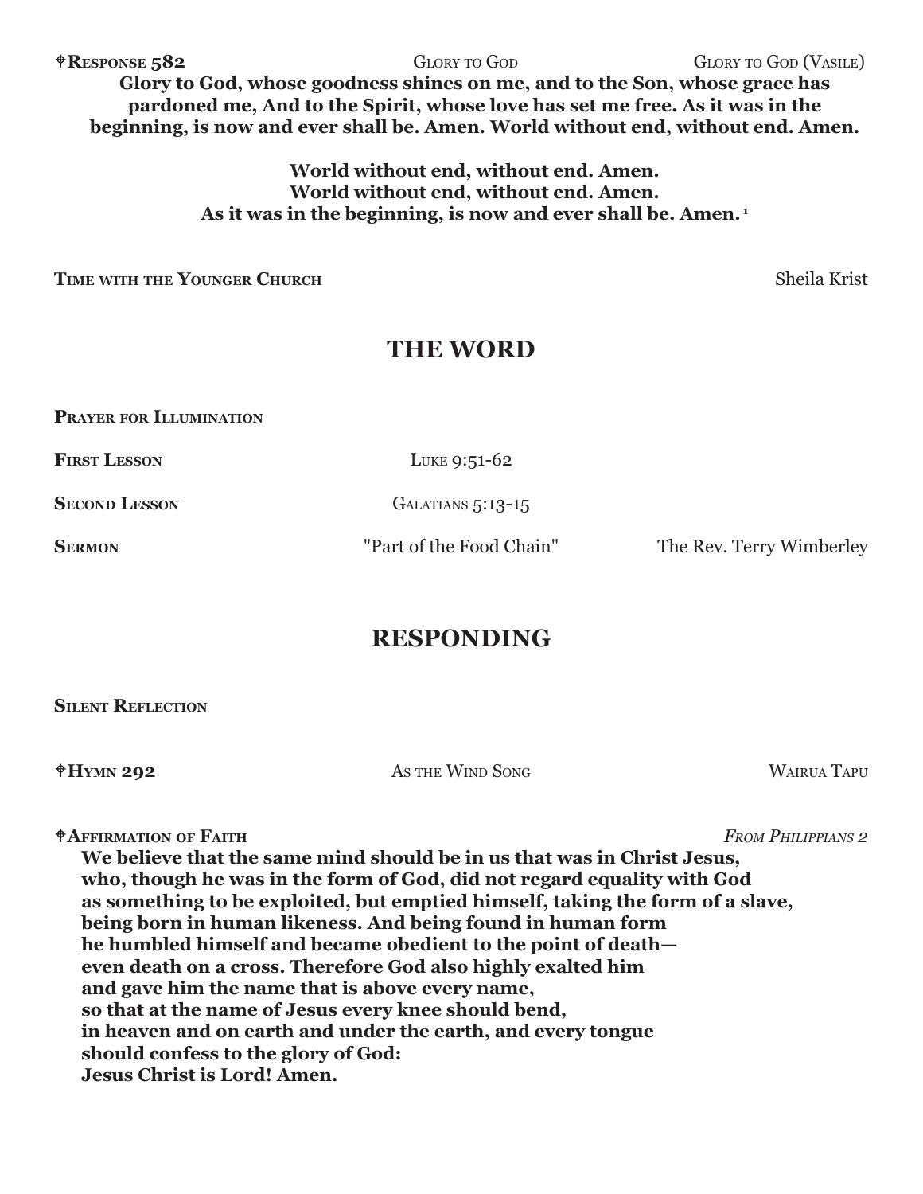⌖**RESPONSE 582** GLORY TO GOD GLORY TO GOD (VASILE)

**Glory to God, whose goodness shines on me, and to the Son, whose grace has pardoned me, And to the Spirit, whose love has set me free. As it was in the beginning, is now and ever shall be. Amen. World without end, without end. Amen.**

**World without end, without end. Amen.**
**World without end, without end. Amen.**
**As it was in the beginning, is now and ever shall be. Amen.** [1]

**TIME WITH THE YOUNGER CHURCH** Sheila Krist

## THE WORD

**PRAYER FOR ILLUMINATION**

**FIRST LESSON** LUKE 9:51-62

**SECOND LESSON** GALATIANS 5:13-15

**SERMON** "Part of the Food Chain" The Rev. Terry Wimberley

## RESPONDING

**SILENT REFLECTION**

⌖**HYMN 292** AS THE WIND SONG WAIRUA TAPU

⌖**AFFIRMATION OF FAITH** *FROM PHILIPPIANS 2*

**We believe that the same mind should be in us that was in Christ Jesus,**
**who, though he was in the form of God, did not regard equality with God**
**as something to be exploited, but emptied himself, taking the form of a slave,**
**being born in human likeness. And being found in human form**
**he humbled himself and became obedient to the point of death—**
**even death on a cross. Therefore God also highly exalted him**
**and gave him the name that is above every name,**
**so that at the name of Jesus every knee should bend,**
**in heaven and on earth and under the earth, and every tongue**
**should confess to the glory of God:**
**Jesus Christ is Lord! Amen.**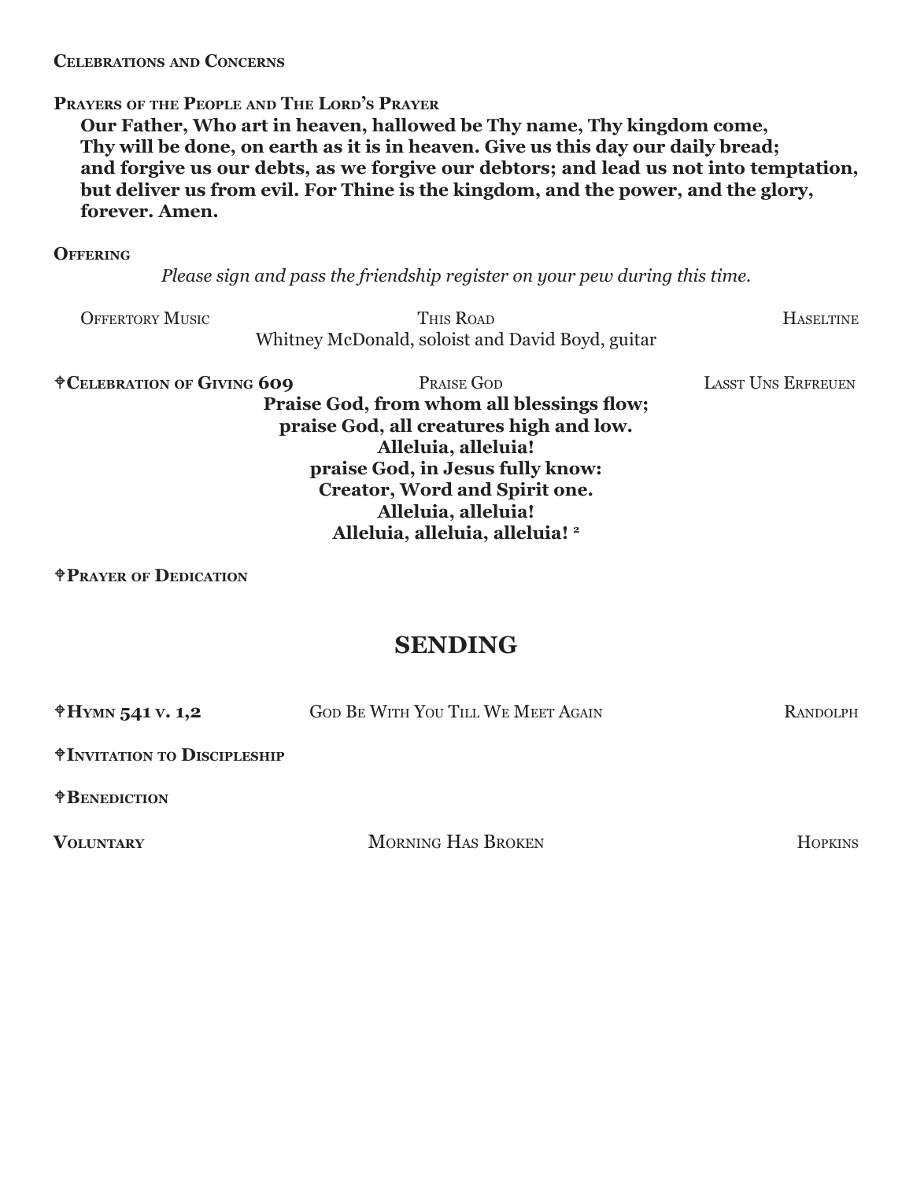**Celebrations and Concerns**

**Prayers of the People and The Lord's Prayer**

**Our Father, Who art in heaven, hallowed be Thy name, Thy kingdom come, Thy will be done, on earth as it is in heaven. Give us this day our daily bread; and forgive us our debts, as we forgive our debtors; and lead us not into temptation, but deliver us from evil. For Thine is the kingdom, and the power, and the glory, forever. Amen.**

**Offering**

*Please sign and pass the friendship register on your pew during this time.*

Offertory Music — This Road — Haseltine
Whitney McDonald, soloist and David Boyd, guitar

**☩Celebration of Giving 609** — Praise God — Lasst Uns Erfreuen

**Praise God, from whom all blessings flow;**
**praise God, all creatures high and low.**
**Alleluia, alleluia!**
**praise God, in Jesus fully know:**
**Creator, Word and Spirit one.**
**Alleluia, alleluia!**
**Alleluia, alleluia, alleluia!** [2]

**☩Prayer of Dedication**

## SENDING

**☩Hymn 541 v. 1,2** — God Be With You Till We Meet Again — Randolph

**☩Invitation to Discipleship**

**☩Benediction**

**Voluntary** — Morning Has Broken — Hopkins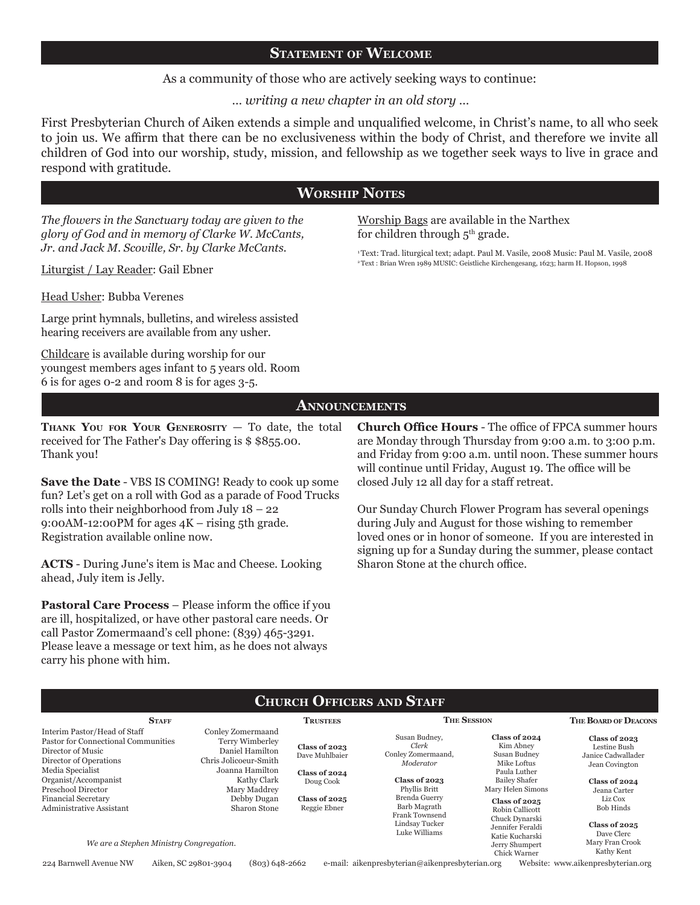## Statement of Welcome

As a community of those who are actively seeking ways to continue:

*... writing a new chapter in an old story ...*

First Presbyterian Church of Aiken extends a simple and unqualified welcome, in Christ's name, to all who seek to join us. We affirm that there can be no exclusiveness within the body of Christ, and therefore we invite all children of God into our worship, study, mission, and fellowship as we together seek ways to live in grace and respond with gratitude.

## Worship Notes

*The flowers in the Sanctuary today are given to the glory of God and in memory of Clarke W. McCants, Jr. and Jack M. Scoville, Sr. by Clarke McCants.*

Liturgist / Lay Reader: Gail Ebner

Head Usher: Bubba Verenes

Large print hymnals, bulletins, and wireless assisted hearing receivers are available from any usher.

Childcare is available during worship for our youngest members ages infant to 5 years old. Room 6 is for ages 0-2 and room 8 is for ages 3-5.

Worship Bags are available in the Narthex for children through 5th grade.

[1] Text: Trad. liturgical text; adapt. Paul M. Vasile, 2008 Music: Paul M. Vasile, 2008
[2] Text : Brian Wren 1989 MUSIC: Geistliche Kirchengesang, 1623; harm H. Hopson, 1998

## Announcements

**Thank You for Your Generosity** — To date, the total received for The Father's Day offering is $ $855.00. Thank you!

**Save the Date** - VBS IS COMING! Ready to cook up some fun? Let's get on a roll with God as a parade of Food Trucks rolls into their neighborhood from July 18 – 22 9:00AM-12:00PM for ages 4K – rising 5th grade. Registration available online now.

**ACTS** - During June's item is Mac and Cheese. Looking ahead, July item is Jelly.

**Pastoral Care Process** – Please inform the office if you are ill, hospitalized, or have other pastoral care needs. Or call Pastor Zomermaand's cell phone: (839) 465-3291. Please leave a message or text him, as he does not always carry his phone with him.

**Church Office Hours** - The office of FPCA summer hours are Monday through Thursday from 9:00 a.m. to 3:00 p.m. and Friday from 9:00 a.m. until noon. These summer hours will continue until Friday, August 19. The office will be closed July 12 all day for a staff retreat.

Our Sunday Church Flower Program has several openings during July and August for those wishing to remember loved ones or in honor of someone. If you are interested in signing up for a Sunday during the summer, please contact Sharon Stone at the church office.

## Church Officers and Staff

### Staff

| | |
|---|---|
| Interim Pastor/Head of Staff | Conley Zomermaand |
| Pastor for Connectional Communities | Terry Wimberley |
| Director of Music | Daniel Hamilton |
| Director of Operations | Chris Jolicoeur-Smith |
| Media Specialist | Joanna Hamilton |
| Organist/Accompanist | Kathy Clark |
| Preschool Director | Mary Maddrey |
| Financial Secretary | Debby Dugan |
| Administrative Assistant | Sharon Stone |

*We are a Stephen Ministry Congregation.*

### Trustees

**Class of 2023**
Dave Muhlbaier

**Class of 2024**
Doug Cook

**Class of 2025**
Reggie Ebner

### The Session

Susan Budney, *Clerk*
Conley Zomermaand, *Moderator*

**Class of 2023**
Phyllis Britt
Brenda Guerry
Barb Magrath
Frank Townsend
Lindsay Tucker
Luke Williams

**Class of 2024**
Kim Abney
Susan Budney
Mike Loftus
Paula Luther
Bailey Shafer
Mary Helen Simons

**Class of 2025**
Robin Callicott
Chuck Dynarski
Jennifer Feraldi
Katie Kucharski
Jerry Shumpert
Chick Warner

### The Board of Deacons

**Class of 2023**
Lestine Bush
Janice Cadwallader
Jean Covington

**Class of 2024**
Jeana Carter
Liz Cox
Bob Hinds

**Class of 2025**
Dave Clerc
Mary Fran Crook
Kathy Kent

224 Barnwell Avenue NW Aiken, SC 29801-3904 (803) 648-2662 e-mail: aikenpresbyterian@aikenpresbyterian.org Website: www.aikenpresbyterian.org